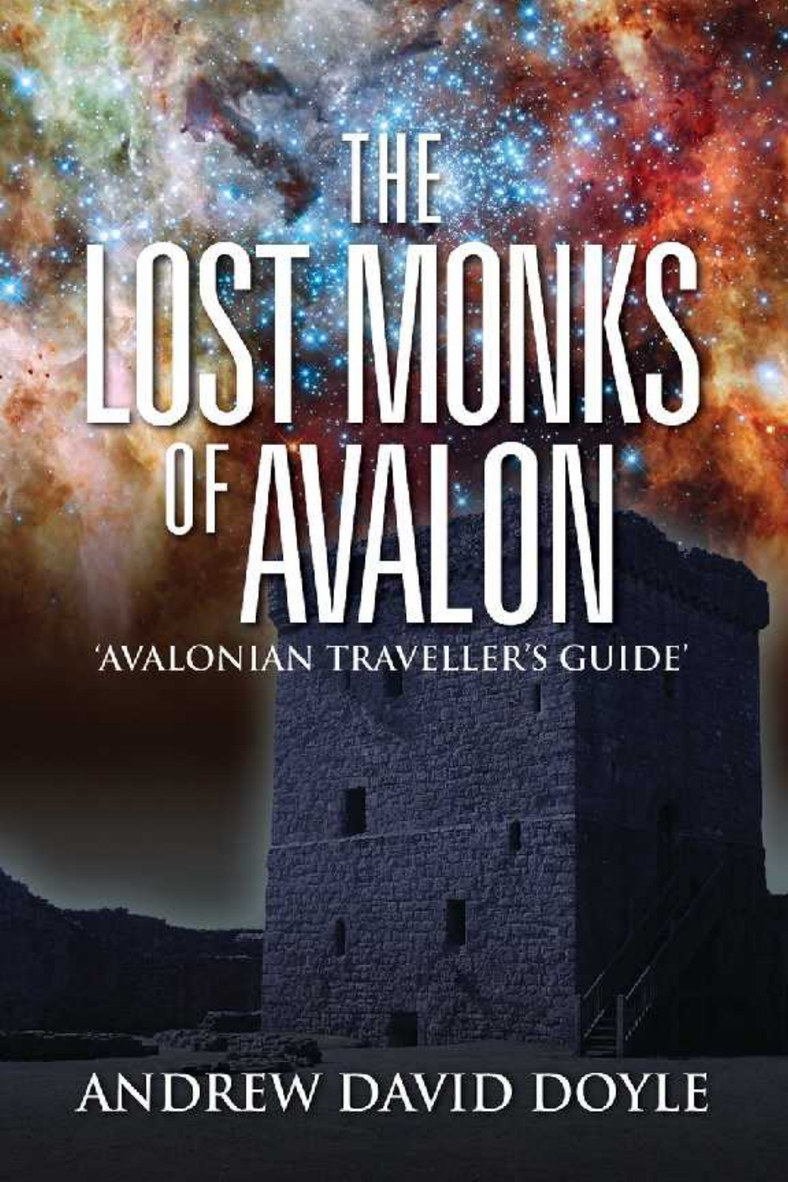# THE LOST MONKS OF AVALON

'AVALONIAN TRAVELLER'S GUIDE'

ANDREW DAVID DOYLE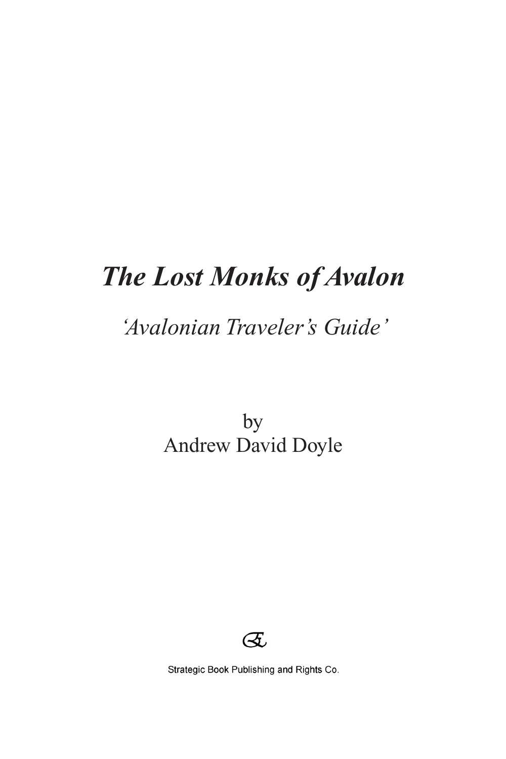# *The Lost Monks of Avalon*

*'Avalonian Traveler's Guide'*

by
Andrew David Doyle

Strategic Book Publishing and Rights Co.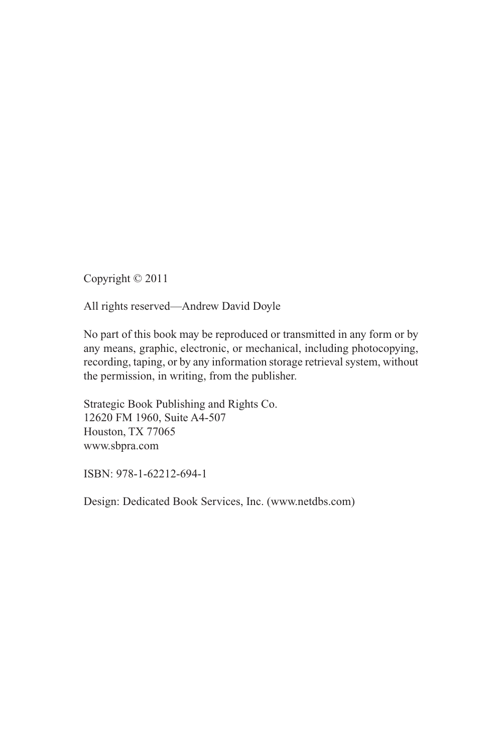Copyright © 2011

All rights reserved—Andrew David Doyle

No part of this book may be reproduced or transmitted in any form or by any means, graphic, electronic, or mechanical, including photocopying, recording, taping, or by any information storage retrieval system, without the permission, in writing, from the publisher.

Strategic Book Publishing and Rights Co.
12620 FM 1960, Suite A4-507
Houston, TX 77065
www.sbpra.com

ISBN: 978-1-62212-694-1

Design: Dedicated Book Services, Inc. (www.netdbs.com)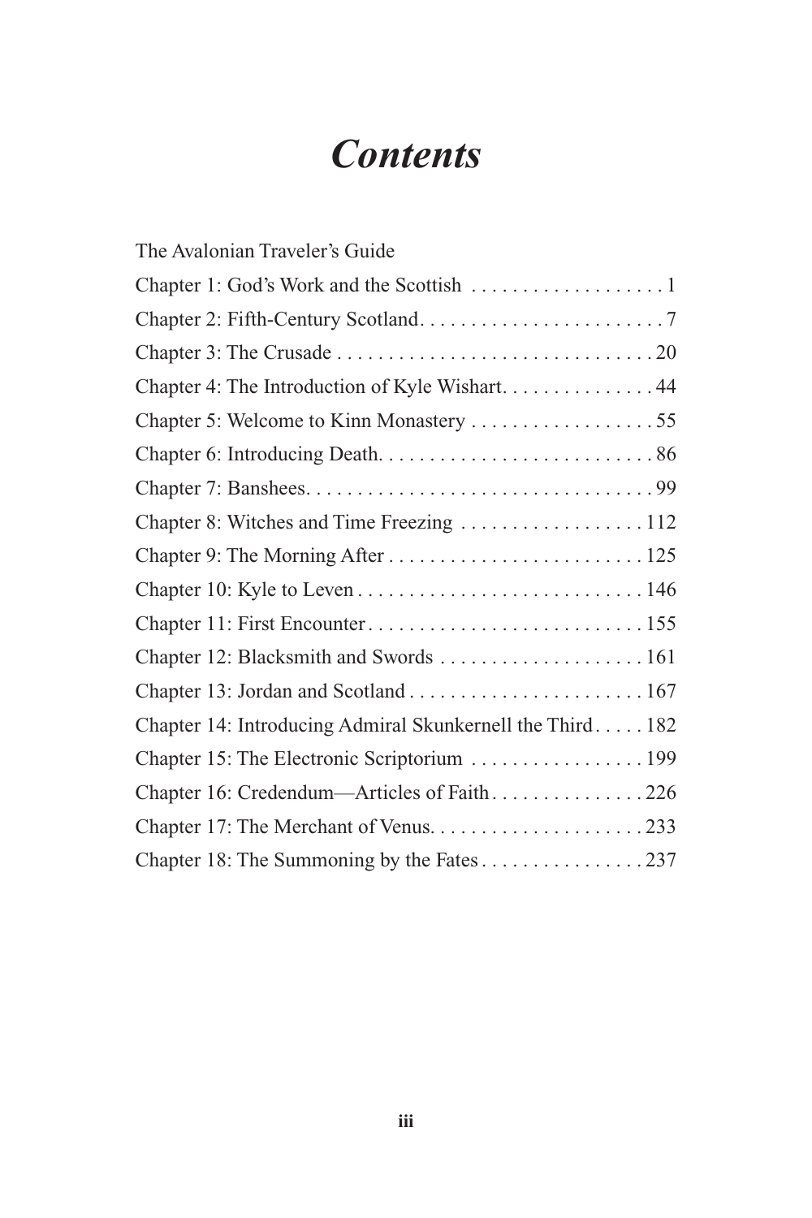# *Contents*

The Avalonian Traveler's Guide

Chapter 1: God's Work and the Scottish . . . . . . . . . . . . . . . . . . . 1

Chapter 2: Fifth-Century Scotland. . . . . . . . . . . . . . . . . . . . . . . . . 7

Chapter 3: The Crusade . . . . . . . . . . . . . . . . . . . . . . . . . . . . . . . 20

Chapter 4: The Introduction of Kyle Wishart. . . . . . . . . . . . . . . 44

Chapter 5: Welcome to Kinn Monastery . . . . . . . . . . . . . . . . . . 55

Chapter 6: Introducing Death. . . . . . . . . . . . . . . . . . . . . . . . . . . 86

Chapter 7: Banshees. . . . . . . . . . . . . . . . . . . . . . . . . . . . . . . . . . 99

Chapter 8: Witches and Time Freezing . . . . . . . . . . . . . . . . . . 112

Chapter 9: The Morning After . . . . . . . . . . . . . . . . . . . . . . . . . 125

Chapter 10: Kyle to Leven . . . . . . . . . . . . . . . . . . . . . . . . . . . . 146

Chapter 11: First Encounter. . . . . . . . . . . . . . . . . . . . . . . . . . . 155

Chapter 12: Blacksmith and Swords . . . . . . . . . . . . . . . . . . . . 161

Chapter 13: Jordan and Scotland . . . . . . . . . . . . . . . . . . . . . . . 167

Chapter 14: Introducing Admiral Skunkernell the Third. . . . . 182

Chapter 15: The Electronic Scriptorium . . . . . . . . . . . . . . . . . 199

Chapter 16: Credendum—Articles of Faith. . . . . . . . . . . . . . . 226

Chapter 17: The Merchant of Venus. . . . . . . . . . . . . . . . . . . . . 233

Chapter 18: The Summoning by the Fates . . . . . . . . . . . . . . . . 237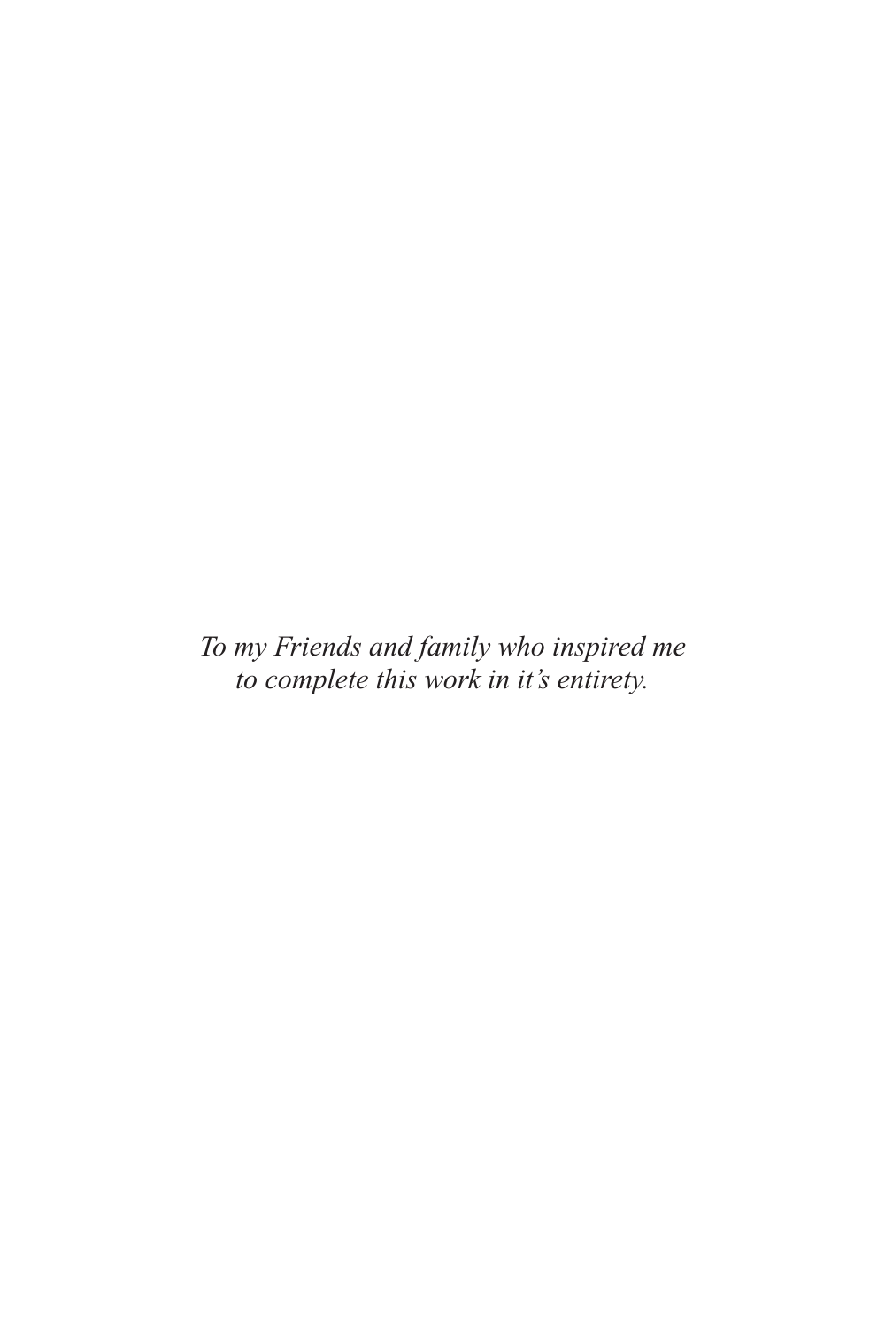*To my Friends and family who inspired me to complete this work in it's entirety.*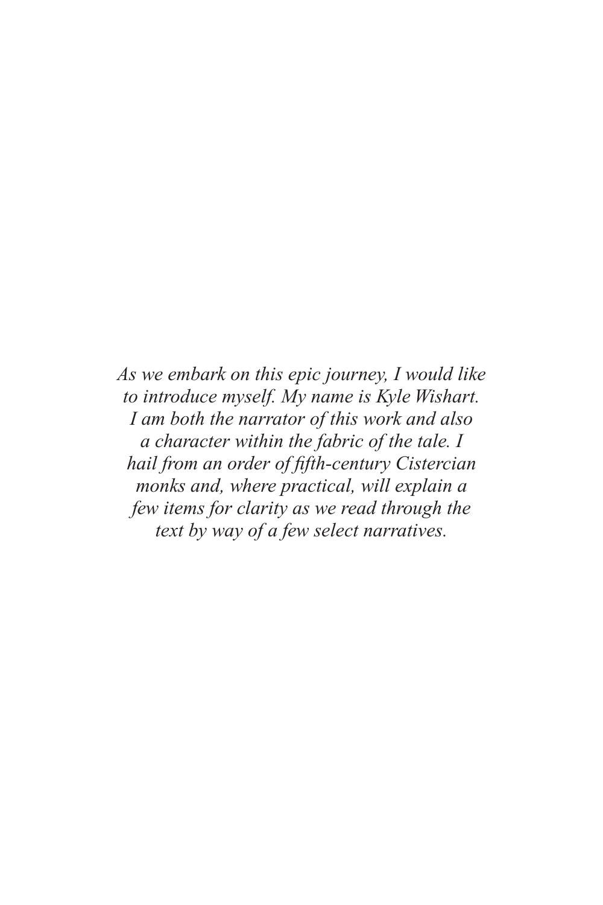*As we embark on this epic journey, I would like to introduce myself. My name is Kyle Wishart. I am both the narrator of this work and also a character within the fabric of the tale. I hail from an order of fifth-century Cistercian monks and, where practical, will explain a few items for clarity as we read through the text by way of a few select narratives.*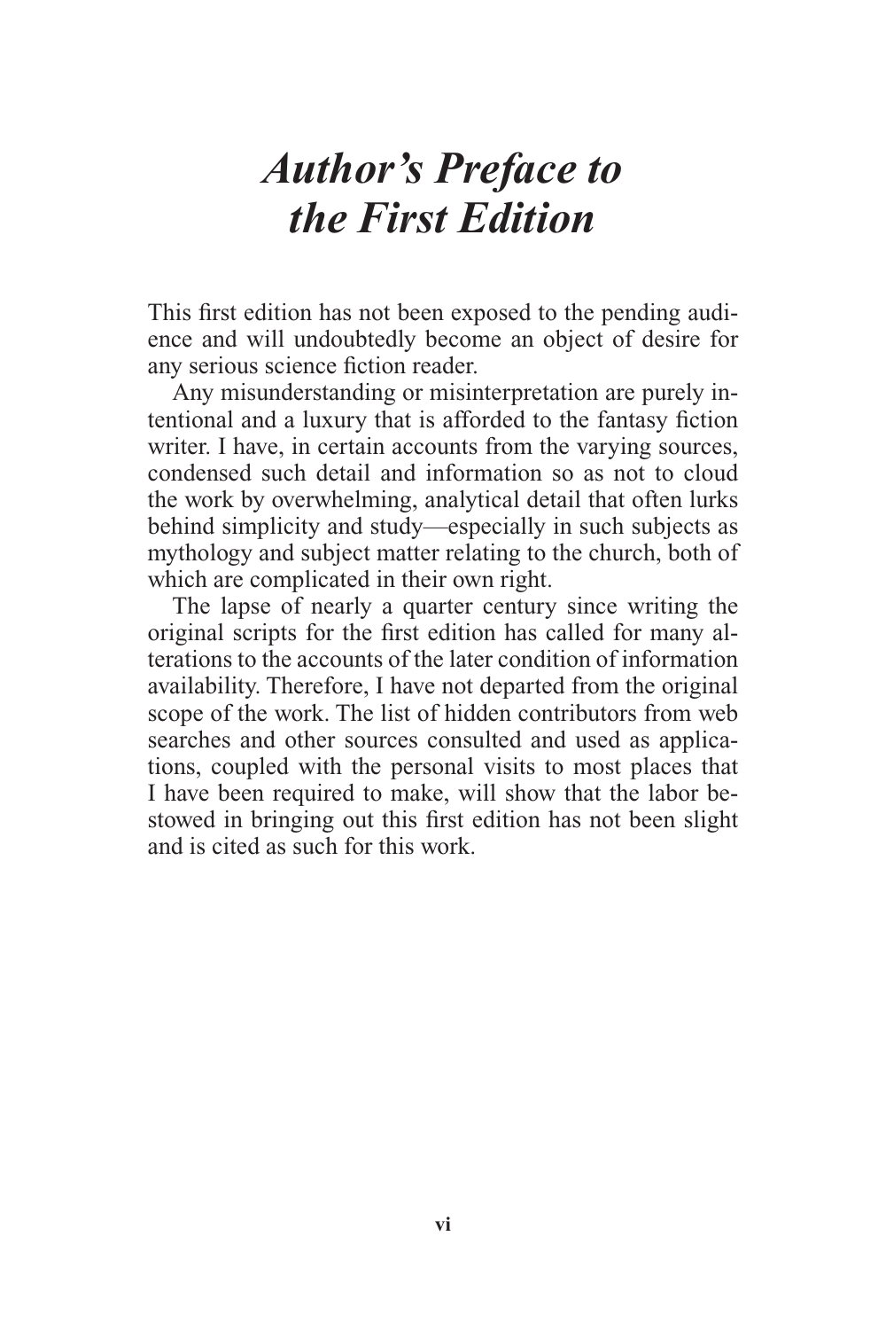# *Author's Preface to the First Edition*

This first edition has not been exposed to the pending audience and will undoubtedly become an object of desire for any serious science fiction reader.

Any misunderstanding or misinterpretation are purely intentional and a luxury that is afforded to the fantasy fiction writer. I have, in certain accounts from the varying sources, condensed such detail and information so as not to cloud the work by overwhelming, analytical detail that often lurks behind simplicity and study—especially in such subjects as mythology and subject matter relating to the church, both of which are complicated in their own right.

The lapse of nearly a quarter century since writing the original scripts for the first edition has called for many alterations to the accounts of the later condition of information availability. Therefore, I have not departed from the original scope of the work. The list of hidden contributors from web searches and other sources consulted and used as applications, coupled with the personal visits to most places that I have been required to make, will show that the labor bestowed in bringing out this first edition has not been slight and is cited as such for this work.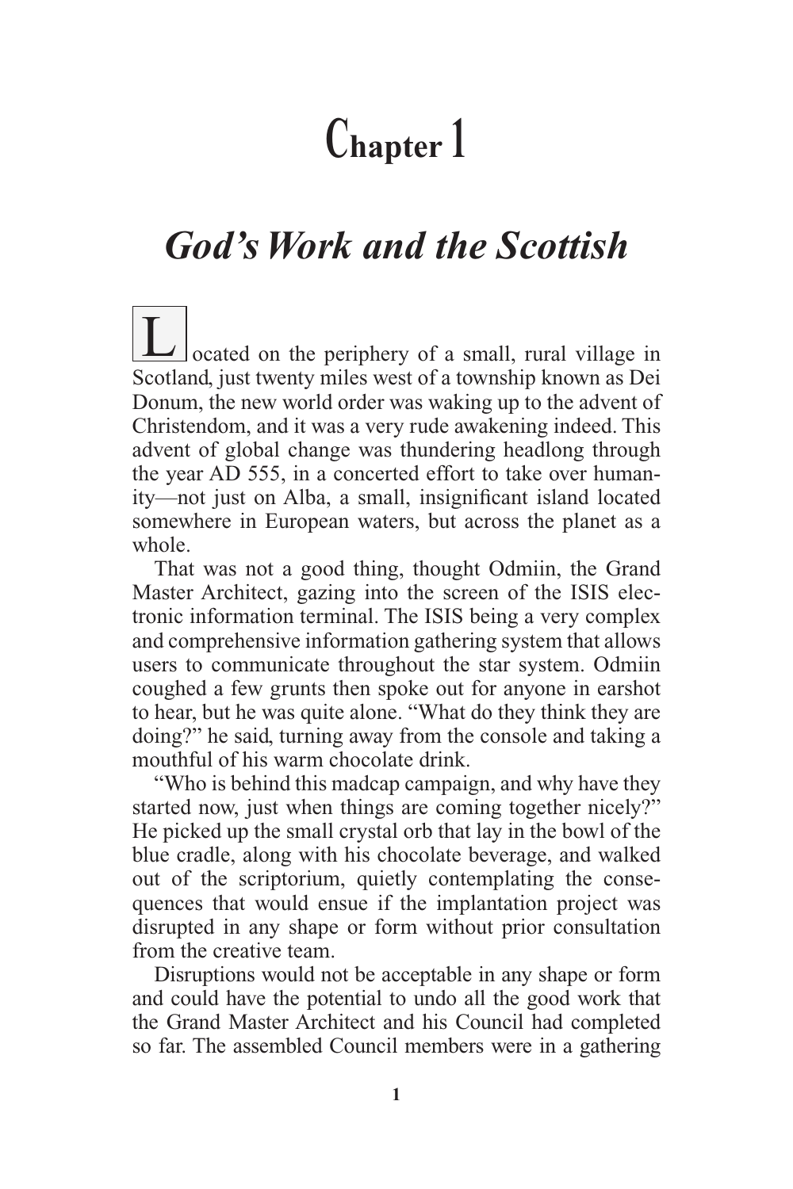# Chapter 1

## *God's Work and the Scottish*

Located on the periphery of a small, rural village in Scotland, just twenty miles west of a township known as Dei Donum, the new world order was waking up to the advent of Christendom, and it was a very rude awakening indeed. This advent of global change was thundering headlong through the year AD 555, in a concerted effort to take over humanity—not just on Alba, a small, insignificant island located somewhere in European waters, but across the planet as a whole.

That was not a good thing, thought Odmiin, the Grand Master Architect, gazing into the screen of the ISIS electronic information terminal. The ISIS being a very complex and comprehensive information gathering system that allows users to communicate throughout the star system. Odmiin coughed a few grunts then spoke out for anyone in earshot to hear, but he was quite alone. "What do they think they are doing?" he said, turning away from the console and taking a mouthful of his warm chocolate drink.

"Who is behind this madcap campaign, and why have they started now, just when things are coming together nicely?" He picked up the small crystal orb that lay in the bowl of the blue cradle, along with his chocolate beverage, and walked out of the scriptorium, quietly contemplating the consequences that would ensue if the implantation project was disrupted in any shape or form without prior consultation from the creative team.

Disruptions would not be acceptable in any shape or form and could have the potential to undo all the good work that the Grand Master Architect and his Council had completed so far. The assembled Council members were in a gathering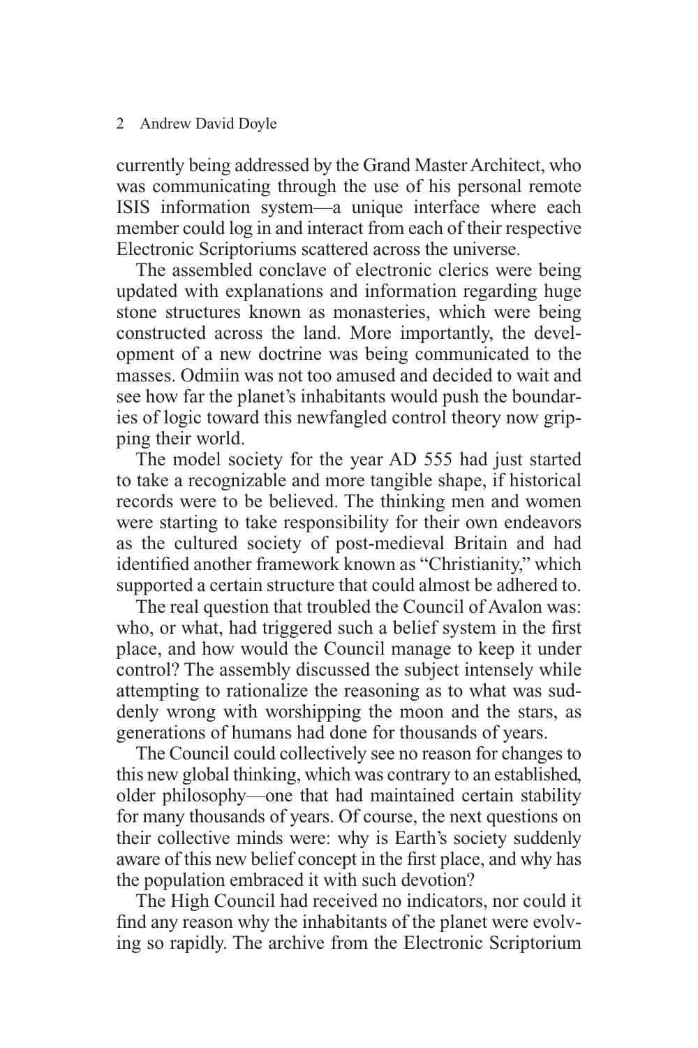currently being addressed by the Grand Master Architect, who was communicating through the use of his personal remote ISIS information system—a unique interface where each member could log in and interact from each of their respective Electronic Scriptoriums scattered across the universe.

The assembled conclave of electronic clerics were being updated with explanations and information regarding huge stone structures known as monasteries, which were being constructed across the land. More importantly, the development of a new doctrine was being communicated to the masses. Odmiin was not too amused and decided to wait and see how far the planet's inhabitants would push the boundaries of logic toward this newfangled control theory now gripping their world.

The model society for the year AD 555 had just started to take a recognizable and more tangible shape, if historical records were to be believed. The thinking men and women were starting to take responsibility for their own endeavors as the cultured society of post-medieval Britain and had identified another framework known as "Christianity," which supported a certain structure that could almost be adhered to.

The real question that troubled the Council of Avalon was: who, or what, had triggered such a belief system in the first place, and how would the Council manage to keep it under control? The assembly discussed the subject intensely while attempting to rationalize the reasoning as to what was suddenly wrong with worshipping the moon and the stars, as generations of humans had done for thousands of years.

The Council could collectively see no reason for changes to this new global thinking, which was contrary to an established, older philosophy—one that had maintained certain stability for many thousands of years. Of course, the next questions on their collective minds were: why is Earth's society suddenly aware of this new belief concept in the first place, and why has the population embraced it with such devotion?

The High Council had received no indicators, nor could it find any reason why the inhabitants of the planet were evolving so rapidly. The archive from the Electronic Scriptorium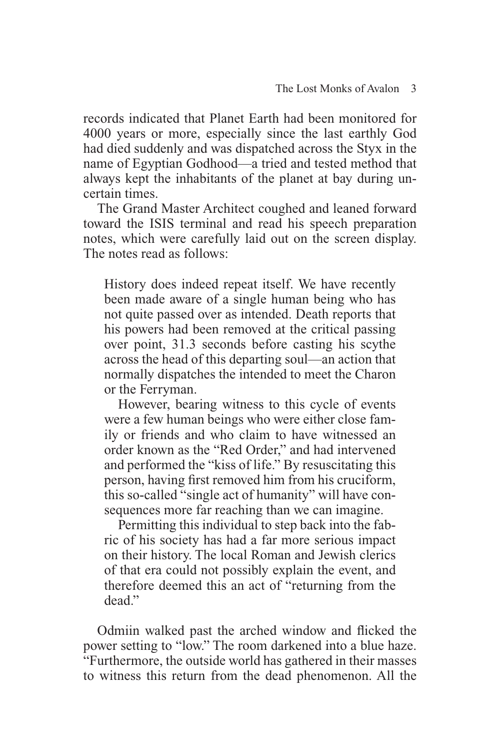records indicated that Planet Earth had been monitored for 4000 years or more, especially since the last earthly God had died suddenly and was dispatched across the Styx in the name of Egyptian Godhood—a tried and tested method that always kept the inhabitants of the planet at bay during uncertain times.

The Grand Master Architect coughed and leaned forward toward the ISIS terminal and read his speech preparation notes, which were carefully laid out on the screen display. The notes read as follows:

> History does indeed repeat itself. We have recently been made aware of a single human being who has not quite passed over as intended. Death reports that his powers had been removed at the critical passing over point, 31.3 seconds before casting his scythe across the head of this departing soul—an action that normally dispatches the intended to meet the Charon or the Ferryman.
>
> However, bearing witness to this cycle of events were a few human beings who were either close family or friends and who claim to have witnessed an order known as the "Red Order," and had intervened and performed the "kiss of life." By resuscitating this person, having first removed him from his cruciform, this so-called "single act of humanity" will have consequences more far reaching than we can imagine.
>
> Permitting this individual to step back into the fabric of his society has had a far more serious impact on their history. The local Roman and Jewish clerics of that era could not possibly explain the event, and therefore deemed this an act of "returning from the dead."

Odmiin walked past the arched window and flicked the power setting to "low." The room darkened into a blue haze. "Furthermore, the outside world has gathered in their masses to witness this return from the dead phenomenon. All the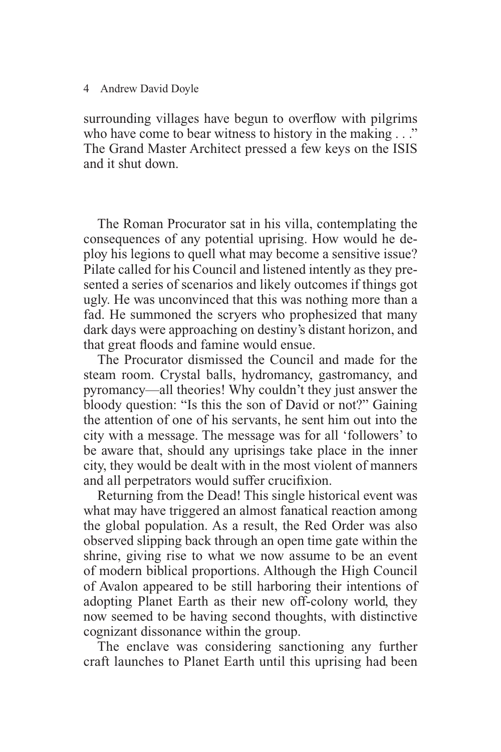surrounding villages have begun to overflow with pilgrims who have come to bear witness to history in the making . . ." The Grand Master Architect pressed a few keys on the ISIS and it shut down.

The Roman Procurator sat in his villa, contemplating the consequences of any potential uprising. How would he deploy his legions to quell what may become a sensitive issue? Pilate called for his Council and listened intently as they presented a series of scenarios and likely outcomes if things got ugly. He was unconvinced that this was nothing more than a fad. He summoned the scryers who prophesized that many dark days were approaching on destiny's distant horizon, and that great floods and famine would ensue.

The Procurator dismissed the Council and made for the steam room. Crystal balls, hydromancy, gastromancy, and pyromancy—all theories! Why couldn't they just answer the bloody question: "Is this the son of David or not?" Gaining the attention of one of his servants, he sent him out into the city with a message. The message was for all 'followers' to be aware that, should any uprisings take place in the inner city, they would be dealt with in the most violent of manners and all perpetrators would suffer crucifixion.

Returning from the Dead! This single historical event was what may have triggered an almost fanatical reaction among the global population. As a result, the Red Order was also observed slipping back through an open time gate within the shrine, giving rise to what we now assume to be an event of modern biblical proportions. Although the High Council of Avalon appeared to be still harboring their intentions of adopting Planet Earth as their new off-colony world, they now seemed to be having second thoughts, with distinctive cognizant dissonance within the group.

The enclave was considering sanctioning any further craft launches to Planet Earth until this uprising had been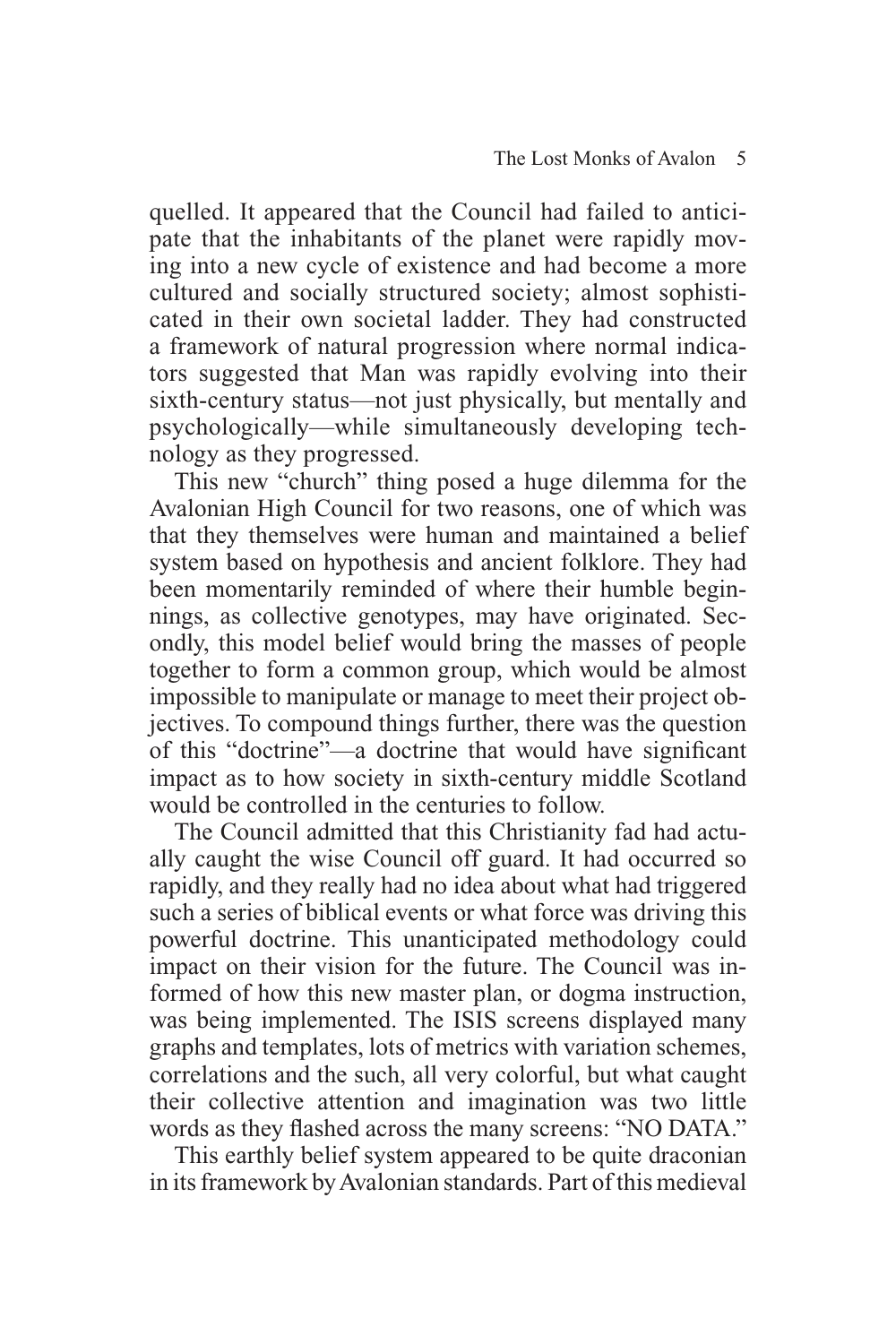quelled. It appeared that the Council had failed to anticipate that the inhabitants of the planet were rapidly moving into a new cycle of existence and had become a more cultured and socially structured society; almost sophisticated in their own societal ladder. They had constructed a framework of natural progression where normal indicators suggested that Man was rapidly evolving into their sixth-century status—not just physically, but mentally and psychologically—while simultaneously developing technology as they progressed.

This new "church" thing posed a huge dilemma for the Avalonian High Council for two reasons, one of which was that they themselves were human and maintained a belief system based on hypothesis and ancient folklore. They had been momentarily reminded of where their humble beginnings, as collective genotypes, may have originated. Secondly, this model belief would bring the masses of people together to form a common group, which would be almost impossible to manipulate or manage to meet their project objectives. To compound things further, there was the question of this "doctrine"—a doctrine that would have significant impact as to how society in sixth-century middle Scotland would be controlled in the centuries to follow.

The Council admitted that this Christianity fad had actually caught the wise Council off guard. It had occurred so rapidly, and they really had no idea about what had triggered such a series of biblical events or what force was driving this powerful doctrine. This unanticipated methodology could impact on their vision for the future. The Council was informed of how this new master plan, or dogma instruction, was being implemented. The ISIS screens displayed many graphs and templates, lots of metrics with variation schemes, correlations and the such, all very colorful, but what caught their collective attention and imagination was two little words as they flashed across the many screens: "NO DATA."

This earthly belief system appeared to be quite draconian in its framework by Avalonian standards. Part of this medieval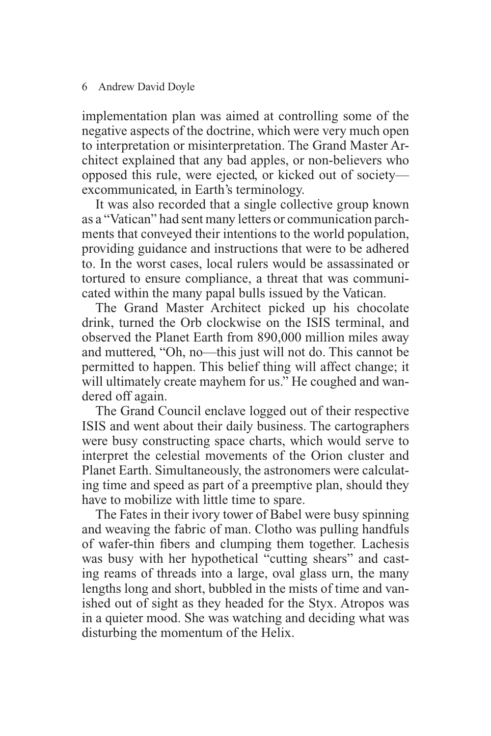implementation plan was aimed at controlling some of the negative aspects of the doctrine, which were very much open to interpretation or misinterpretation. The Grand Master Architect explained that any bad apples, or non-believers who opposed this rule, were ejected, or kicked out of society—excommunicated, in Earth's terminology.

It was also recorded that a single collective group known as a "Vatican" had sent many letters or communication parchments that conveyed their intentions to the world population, providing guidance and instructions that were to be adhered to. In the worst cases, local rulers would be assassinated or tortured to ensure compliance, a threat that was communicated within the many papal bulls issued by the Vatican.

The Grand Master Architect picked up his chocolate drink, turned the Orb clockwise on the ISIS terminal, and observed the Planet Earth from 890,000 million miles away and muttered, "Oh, no—this just will not do. This cannot be permitted to happen. This belief thing will affect change; it will ultimately create mayhem for us." He coughed and wandered off again.

The Grand Council enclave logged out of their respective ISIS and went about their daily business. The cartographers were busy constructing space charts, which would serve to interpret the celestial movements of the Orion cluster and Planet Earth. Simultaneously, the astronomers were calculating time and speed as part of a preemptive plan, should they have to mobilize with little time to spare.

The Fates in their ivory tower of Babel were busy spinning and weaving the fabric of man. Clotho was pulling handfuls of wafer-thin fibers and clumping them together. Lachesis was busy with her hypothetical "cutting shears" and casting reams of threads into a large, oval glass urn, the many lengths long and short, bubbled in the mists of time and vanished out of sight as they headed for the Styx. Atropos was in a quieter mood. She was watching and deciding what was disturbing the momentum of the Helix.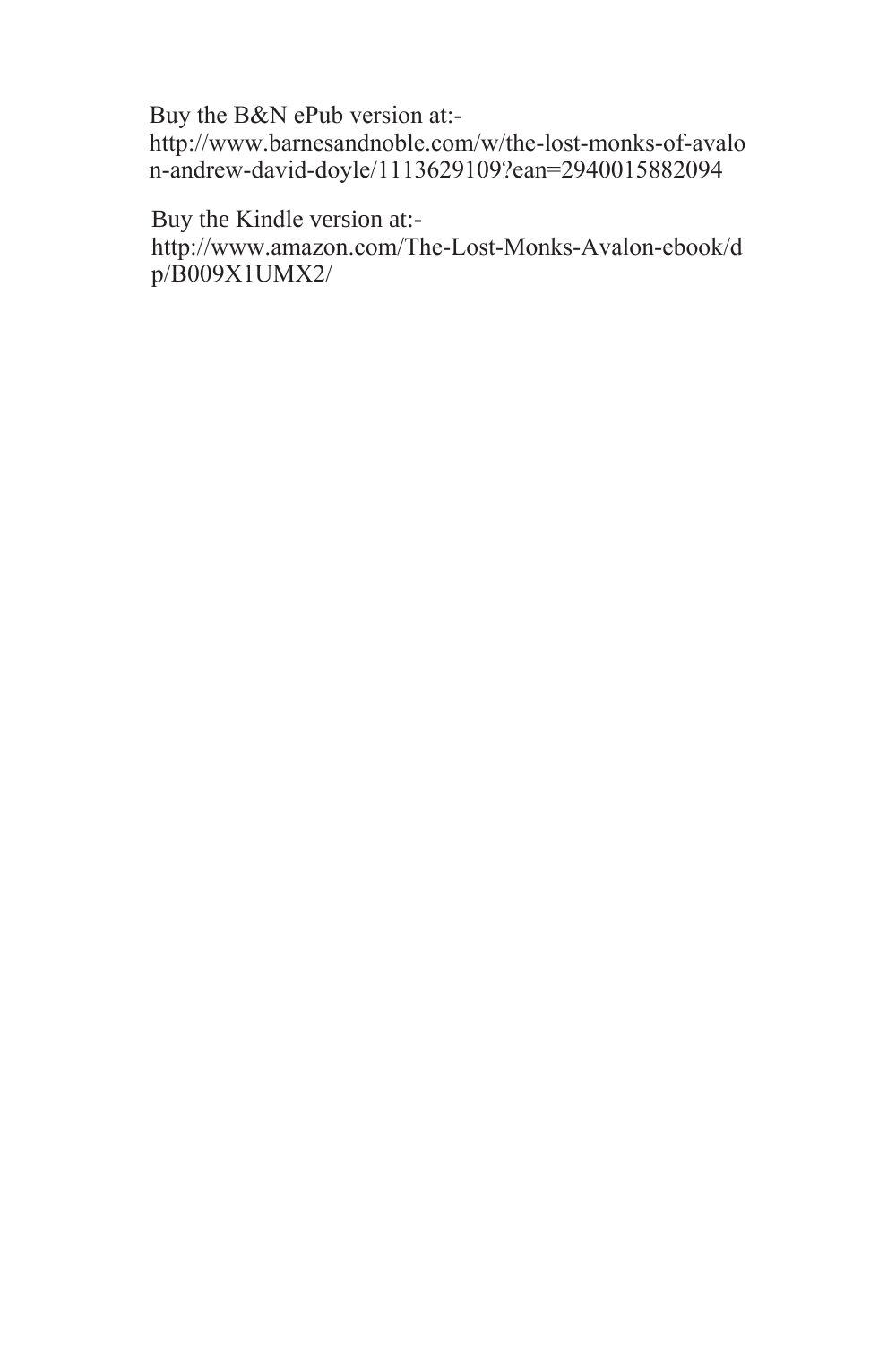Buy the B&N ePub version at:-
http://www.barnesandnoble.com/w/the-lost-monks-of-avalon-andrew-david-doyle/1113629109?ean=2940015882094

Buy the Kindle version at:-
http://www.amazon.com/The-Lost-Monks-Avalon-ebook/dp/B009X1UMX2/